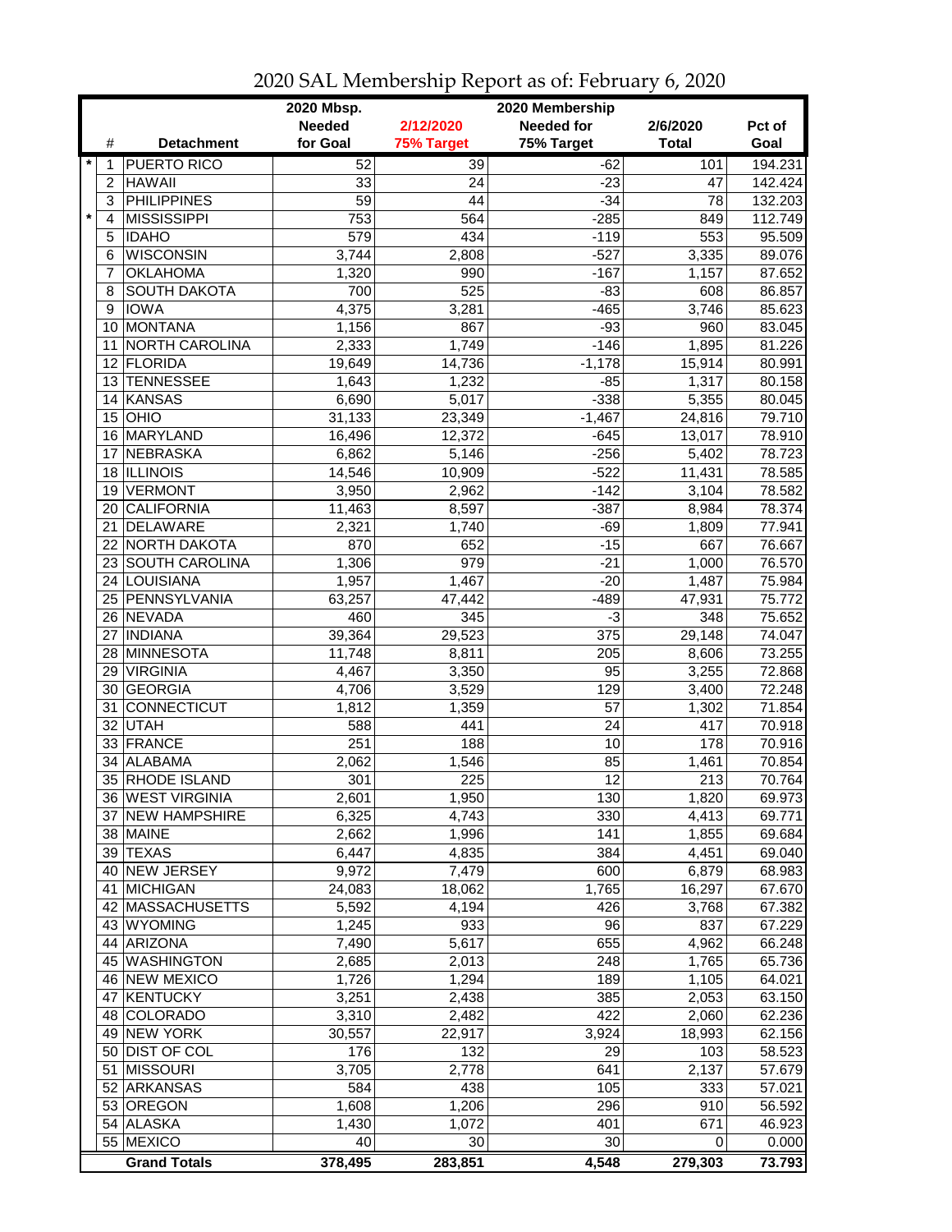# 2020 SAL Membership Report as of: February 6, 2020

| | # | Detachment | 2020 Mbsp. Needed for Goal | 2/12/2020 75% Target | 2020 Membership Needed for 75% Target | 2/6/2020 Total | Pct of Goal |
|---|---|---|---|---|---|---|---|
| * | 1 | PUERTO RICO | 52 | 39 | -62 | 101 | 194.231 |
| | 2 | HAWAII | 33 | 24 | -23 | 47 | 142.424 |
| | 3 | PHILIPPINES | 59 | 44 | -34 | 78 | 132.203 |
| * | 4 | MISSISSIPPI | 753 | 564 | -285 | 849 | 112.749 |
| | 5 | IDAHO | 579 | 434 | -119 | 553 | 95.509 |
| | 6 | WISCONSIN | 3,744 | 2,808 | -527 | 3,335 | 89.076 |
| | 7 | OKLAHOMA | 1,320 | 990 | -167 | 1,157 | 87.652 |
| | 8 | SOUTH DAKOTA | 700 | 525 | -83 | 608 | 86.857 |
| | 9 | IOWA | 4,375 | 3,281 | -465 | 3,746 | 85.623 |
| | 10 | MONTANA | 1,156 | 867 | -93 | 960 | 83.045 |
| | 11 | NORTH CAROLINA | 2,333 | 1,749 | -146 | 1,895 | 81.226 |
| | 12 | FLORIDA | 19,649 | 14,736 | -1,178 | 15,914 | 80.991 |
| | 13 | TENNESSEE | 1,643 | 1,232 | -85 | 1,317 | 80.158 |
| | 14 | KANSAS | 6,690 | 5,017 | -338 | 5,355 | 80.045 |
| | 15 | OHIO | 31,133 | 23,349 | -1,467 | 24,816 | 79.710 |
| | 16 | MARYLAND | 16,496 | 12,372 | -645 | 13,017 | 78.910 |
| | 17 | NEBRASKA | 6,862 | 5,146 | -256 | 5,402 | 78.723 |
| | 18 | ILLINOIS | 14,546 | 10,909 | -522 | 11,431 | 78.585 |
| | 19 | VERMONT | 3,950 | 2,962 | -142 | 3,104 | 78.582 |
| | 20 | CALIFORNIA | 11,463 | 8,597 | -387 | 8,984 | 78.374 |
| | 21 | DELAWARE | 2,321 | 1,740 | -69 | 1,809 | 77.941 |
| | 22 | NORTH DAKOTA | 870 | 652 | -15 | 667 | 76.667 |
| | 23 | SOUTH CAROLINA | 1,306 | 979 | -21 | 1,000 | 76.570 |
| | 24 | LOUISIANA | 1,957 | 1,467 | -20 | 1,487 | 75.984 |
| | 25 | PENNSYLVANIA | 63,257 | 47,442 | -489 | 47,931 | 75.772 |
| | 26 | NEVADA | 460 | 345 | -3 | 348 | 75.652 |
| | 27 | INDIANA | 39,364 | 29,523 | 375 | 29,148 | 74.047 |
| | 28 | MINNESOTA | 11,748 | 8,811 | 205 | 8,606 | 73.255 |
| | 29 | VIRGINIA | 4,467 | 3,350 | 95 | 3,255 | 72.868 |
| | 30 | GEORGIA | 4,706 | 3,529 | 129 | 3,400 | 72.248 |
| | 31 | CONNECTICUT | 1,812 | 1,359 | 57 | 1,302 | 71.854 |
| | 32 | UTAH | 588 | 441 | 24 | 417 | 70.918 |
| | 33 | FRANCE | 251 | 188 | 10 | 178 | 70.916 |
| | 34 | ALABAMA | 2,062 | 1,546 | 85 | 1,461 | 70.854 |
| | 35 | RHODE ISLAND | 301 | 225 | 12 | 213 | 70.764 |
| | 36 | WEST VIRGINIA | 2,601 | 1,950 | 130 | 1,820 | 69.973 |
| | 37 | NEW HAMPSHIRE | 6,325 | 4,743 | 330 | 4,413 | 69.771 |
| | 38 | MAINE | 2,662 | 1,996 | 141 | 1,855 | 69.684 |
| | 39 | TEXAS | 6,447 | 4,835 | 384 | 4,451 | 69.040 |
| | 40 | NEW JERSEY | 9,972 | 7,479 | 600 | 6,879 | 68.983 |
| | 41 | MICHIGAN | 24,083 | 18,062 | 1,765 | 16,297 | 67.670 |
| | 42 | MASSACHUSETTS | 5,592 | 4,194 | 426 | 3,768 | 67.382 |
| | 43 | WYOMING | 1,245 | 933 | 96 | 837 | 67.229 |
| | 44 | ARIZONA | 7,490 | 5,617 | 655 | 4,962 | 66.248 |
| | 45 | WASHINGTON | 2,685 | 2,013 | 248 | 1,765 | 65.736 |
| | 46 | NEW MEXICO | 1,726 | 1,294 | 189 | 1,105 | 64.021 |
| | 47 | KENTUCKY | 3,251 | 2,438 | 385 | 2,053 | 63.150 |
| | 48 | COLORADO | 3,310 | 2,482 | 422 | 2,060 | 62.236 |
| | 49 | NEW YORK | 30,557 | 22,917 | 3,924 | 18,993 | 62.156 |
| | 50 | DIST OF COL | 176 | 132 | 29 | 103 | 58.523 |
| | 51 | MISSOURI | 3,705 | 2,778 | 641 | 2,137 | 57.679 |
| | 52 | ARKANSAS | 584 | 438 | 105 | 333 | 57.021 |
| | 53 | OREGON | 1,608 | 1,206 | 296 | 910 | 56.592 |
| | 54 | ALASKA | 1,430 | 1,072 | 401 | 671 | 46.923 |
| | 55 | MEXICO | 40 | 30 | 30 | 0 | 0.000 |
| | | **Grand Totals** | **378,495** | **283,851** | **4,548** | **279,303** | **73.793** |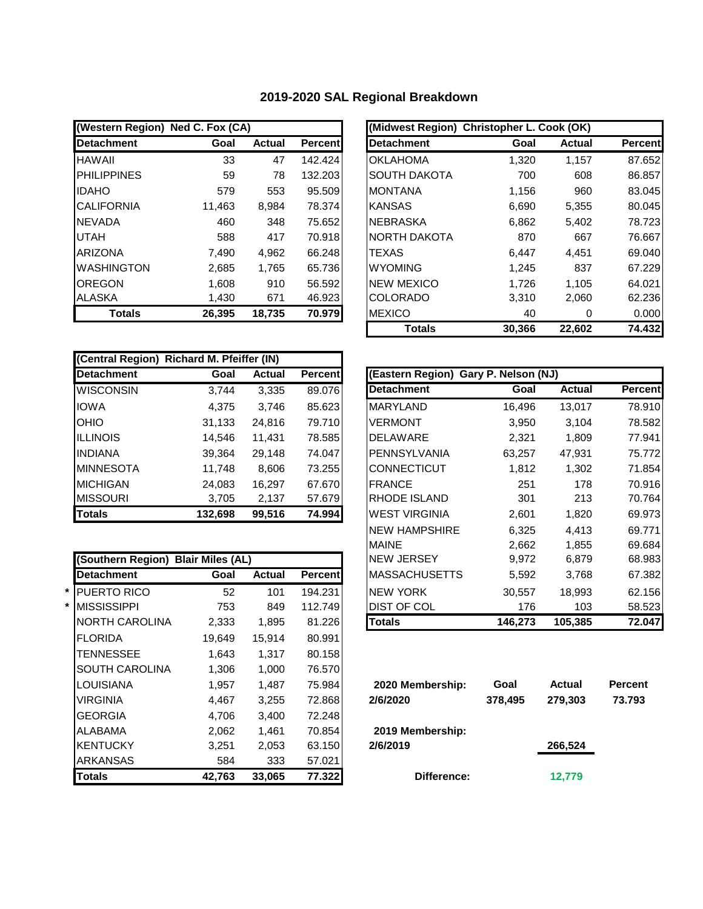# 2019-2020 SAL Regional Breakdown

| (Western Region) Ned C. Fox (CA) | | | |
|---|---|---|---|
| **Detachment** | **Goal** | **Actual** | **Percent** |
| HAWAII | 33 | 47 | 142.424 |
| PHILIPPINES | 59 | 78 | 132.203 |
| IDAHO | 579 | 553 | 95.509 |
| CALIFORNIA | 11,463 | 8,984 | 78.374 |
| NEVADA | 460 | 348 | 75.652 |
| UTAH | 588 | 417 | 70.918 |
| ARIZONA | 7,490 | 4,962 | 66.248 |
| WASHINGTON | 2,685 | 1,765 | 65.736 |
| OREGON | 1,608 | 910 | 56.592 |
| ALASKA | 1,430 | 671 | 46.923 |
| **Totals** | **26,395** | **18,735** | **70.979** |

| (Midwest Region) Christopher L. Cook (OK) | | | |
|---|---|---|---|
| **Detachment** | **Goal** | **Actual** | **Percent** |
| OKLAHOMA | 1,320 | 1,157 | 87.652 |
| SOUTH DAKOTA | 700 | 608 | 86.857 |
| MONTANA | 1,156 | 960 | 83.045 |
| KANSAS | 6,690 | 5,355 | 80.045 |
| NEBRASKA | 6,862 | 5,402 | 78.723 |
| NORTH DAKOTA | 870 | 667 | 76.667 |
| TEXAS | 6,447 | 4,451 | 69.040 |
| WYOMING | 1,245 | 837 | 67.229 |
| NEW MEXICO | 1,726 | 1,105 | 64.021 |
| COLORADO | 3,310 | 2,060 | 62.236 |
| MEXICO | 40 | 0 | 0.000 |
| **Totals** | **30,366** | **22,602** | **74.432** |

| (Central Region) Richard M. Pfeiffer (IN) | | | |
|---|---|---|---|
| **Detachment** | **Goal** | **Actual** | **Percent** |
| WISCONSIN | 3,744 | 3,335 | 89.076 |
| IOWA | 4,375 | 3,746 | 85.623 |
| OHIO | 31,133 | 24,816 | 79.710 |
| ILLINOIS | 14,546 | 11,431 | 78.585 |
| INDIANA | 39,364 | 29,148 | 74.047 |
| MINNESOTA | 11,748 | 8,606 | 73.255 |
| MICHIGAN | 24,083 | 16,297 | 67.670 |
| MISSOURI | 3,705 | 2,137 | 57.679 |
| **Totals** | **132,698** | **99,516** | **74.994** |

| (Eastern Region) Gary P. Nelson (NJ) | | | |
|---|---|---|---|
| **Detachment** | **Goal** | **Actual** | **Percent** |
| MARYLAND | 16,496 | 13,017 | 78.910 |
| VERMONT | 3,950 | 3,104 | 78.582 |
| DELAWARE | 2,321 | 1,809 | 77.941 |
| PENNSYLVANIA | 63,257 | 47,931 | 75.772 |
| CONNECTICUT | 1,812 | 1,302 | 71.854 |
| FRANCE | 251 | 178 | 70.916 |
| RHODE ISLAND | 301 | 213 | 70.764 |
| WEST VIRGINIA | 2,601 | 1,820 | 69.973 |
| NEW HAMPSHIRE | 6,325 | 4,413 | 69.771 |
| MAINE | 2,662 | 1,855 | 69.684 |
| NEW JERSEY | 9,972 | 6,879 | 68.983 |
| MASSACHUSETTS | 5,592 | 3,768 | 67.382 |
| NEW YORK | 30,557 | 18,993 | 62.156 |
| DIST OF COL | 176 | 103 | 58.523 |
| **Totals** | **146,273** | **105,385** | **72.047** |

| | (Southern Region) Blair Miles (AL) | | | |
|---|---|---|---|---|
| | **Detachment** | **Goal** | **Actual** | **Percent** |
| * | PUERTO RICO | 52 | 101 | 194.231 |
| * | MISSISSIPPI | 753 | 849 | 112.749 |
| | NORTH CAROLINA | 2,333 | 1,895 | 81.226 |
| | FLORIDA | 19,649 | 15,914 | 80.991 |
| | TENNESSEE | 1,643 | 1,317 | 80.158 |
| | SOUTH CAROLINA | 1,306 | 1,000 | 76.570 |
| | LOUISIANA | 1,957 | 1,487 | 75.984 |
| | VIRGINIA | 4,467 | 3,255 | 72.868 |
| | GEORGIA | 4,706 | 3,400 | 72.248 |
| | ALABAMA | 2,062 | 1,461 | 70.854 |
| | KENTUCKY | 3,251 | 2,053 | 63.150 |
| | ARKANSAS | 584 | 333 | 57.021 |
| | **Totals** | **42,763** | **33,065** | **77.322** |

| **2020 Membership:** | **Goal** | **Actual** | **Percent** |
|---|---|---|---|
| **2/6/2020** | **378,495** | **279,303** | **73.793** |
| **2019 Membership:** | | | |
| **2/6/2019** | | **266,524** | |
| **Difference:** | | **12,779** | |